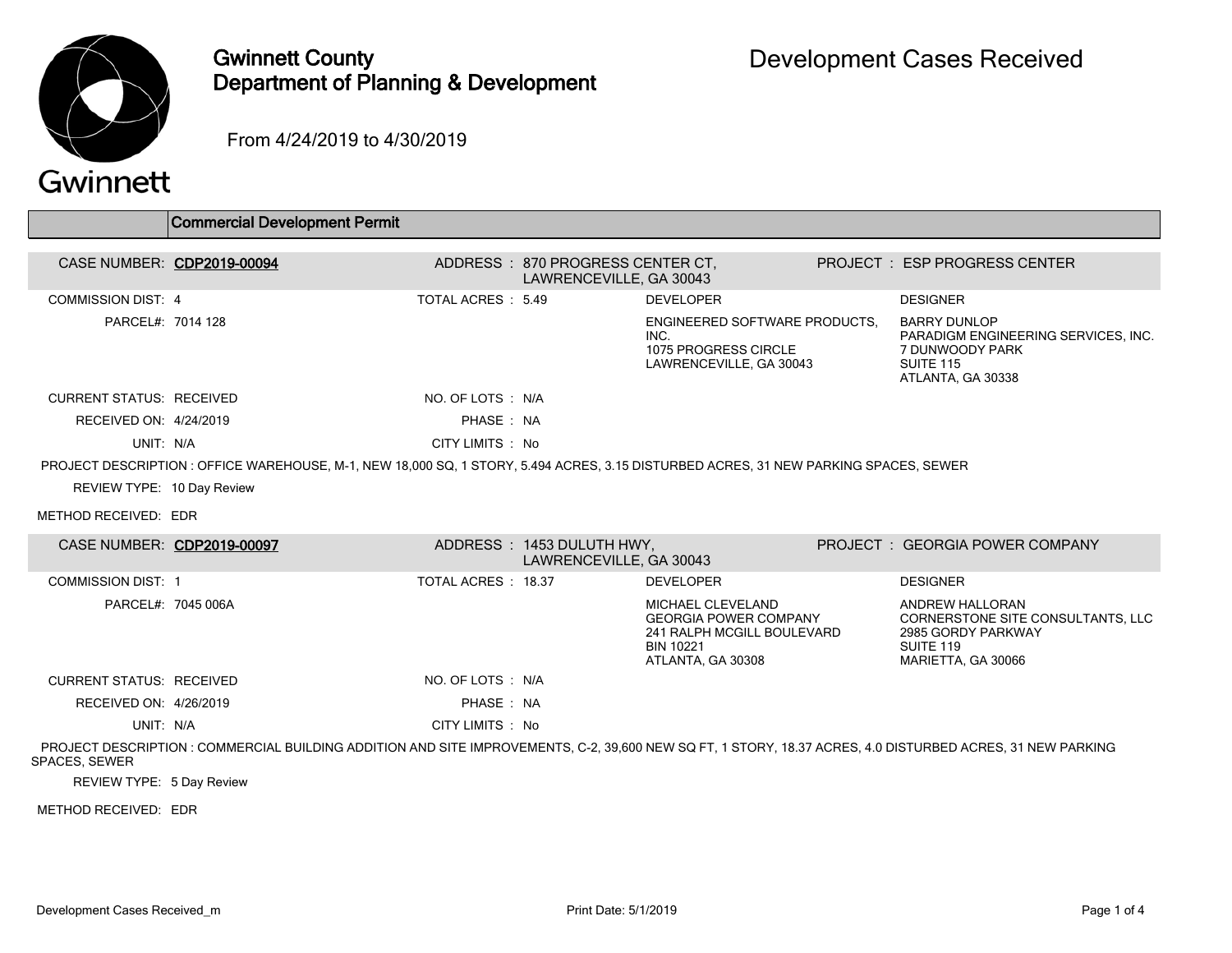# Gwinnett County Department of Planning & Development

## Development Cases Received

From 4/24/2019 to 4/30/2019

### Commercial Development Permit

**CASE NUMBER:** CDP2019-00094  
**ADDRESS:** 870 PROGRESS CENTER CT, LAWRENCEVILLE, GA 30043  
**PROJECT:** ESP PROGRESS CENTER

COMMISSION DIST: 4  
TOTAL ACRES: 5.49  
PARCEL#: 7014 128

DEVELOPER:  
ENGINEERED SOFTWARE PRODUCTS, INC.  
1075 PROGRESS CIRCLE  
LAWRENCEVILLE, GA 30043

DESIGNER:  
BARRY DUNLOP  
PARADIGM ENGINEERING SERVICES, INC.  
7 DUNWOODY PARK  
SUITE 115  
ATLANTA, GA 30338

CURRENT STATUS: RECEIVED  
NO. OF LOTS: N/A  
RECEIVED ON: 4/24/2019  
PHASE: NA  
UNIT: N/A  
CITY LIMITS: No

PROJECT DESCRIPTION : OFFICE WAREHOUSE, M-1, NEW 18,000 SQ, 1 STORY, 5.494 ACRES, 3.15 DISTURBED ACRES, 31 NEW PARKING SPACES, SEWER

REVIEW TYPE: 10 Day Review

METHOD RECEIVED: EDR

---

**CASE NUMBER:** CDP2019-00097  
**ADDRESS:** 1453 DULUTH HWY, LAWRENCEVILLE, GA 30043  
**PROJECT:** GEORGIA POWER COMPANY

COMMISSION DIST: 1  
TOTAL ACRES: 18.37  
PARCEL#: 7045 006A

DEVELOPER:  
MICHAEL CLEVELAND  
GEORGIA POWER COMPANY  
241 RALPH MCGILL BOULEVARD  
BIN 10221  
ATLANTA, GA 30308

DESIGNER:  
ANDREW HALLORAN  
CORNERSTONE SITE CONSULTANTS, LLC  
2985 GORDY PARKWAY  
SUITE 119  
MARIETTA, GA 30066

CURRENT STATUS: RECEIVED  
NO. OF LOTS: N/A  
RECEIVED ON: 4/26/2019  
PHASE: NA  
UNIT: N/A  
CITY LIMITS: No

PROJECT DESCRIPTION : COMMERCIAL BUILDING ADDITION AND SITE IMPROVEMENTS, C-2, 39,600 NEW SQ FT, 1 STORY, 18.37 ACRES, 4.0 DISTURBED ACRES, 31 NEW PARKING SPACES, SEWER

REVIEW TYPE: 5 Day Review

METHOD RECEIVED: EDR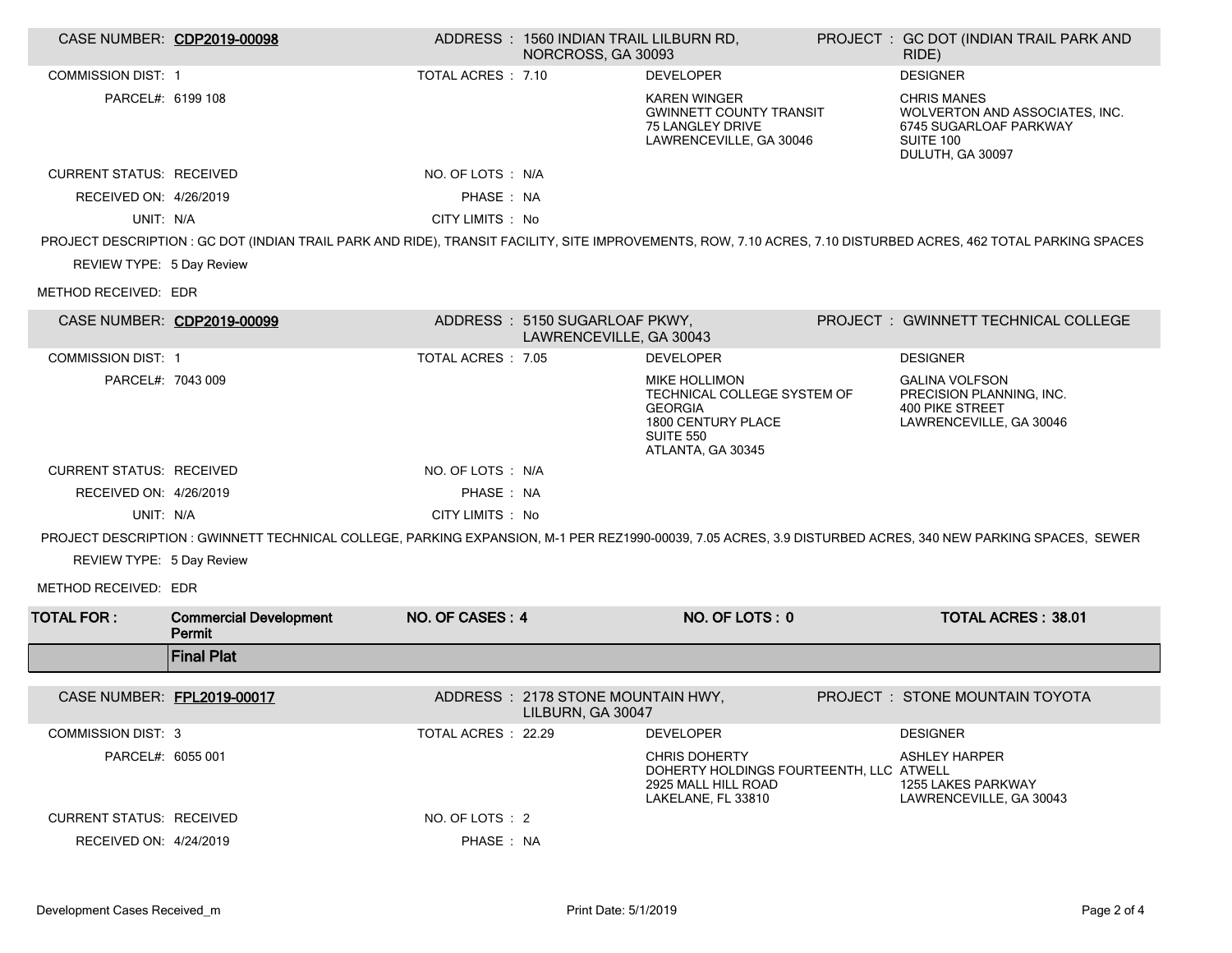| CASE NUMBER: | CDP2019-00098 | ADDRESS : | 1560 INDIAN TRAIL LILBURN RD, NORCROSS, GA 30093 | PROJECT : | GC DOT (INDIAN TRAIL PARK AND RIDE) |
|---|---|---|---|---|---|

COMMISSION DIST: 1

TOTAL ACRES : 7.10

PARCEL#: 6199 108

**DEVELOPER**
KAREN WINGER
GWINNETT COUNTY TRANSIT
75 LANGLEY DRIVE
LAWRENCEVILLE, GA 30046

**DESIGNER**
CHRIS MANES
WOLVERTON AND ASSOCIATES, INC.
6745 SUGARLOAF PARKWAY
SUITE 100
DULUTH, GA 30097

CURRENT STATUS: RECEIVED
NO. OF LOTS : N/A
RECEIVED ON: 4/26/2019
PHASE : NA
UNIT: N/A
CITY LIMITS : No

PROJECT DESCRIPTION : GC DOT (INDIAN TRAIL PARK AND RIDE), TRANSIT FACILITY, SITE IMPROVEMENTS, ROW, 7.10 ACRES, 7.10 DISTURBED ACRES, 462 TOTAL PARKING SPACES

REVIEW TYPE: 5 Day Review

METHOD RECEIVED: EDR

| CASE NUMBER: | CDP2019-00099 | ADDRESS : | 5150 SUGARLOAF PKWY, LAWRENCEVILLE, GA 30043 | PROJECT : | GWINNETT TECHNICAL COLLEGE |
|---|---|---|---|---|---|

COMMISSION DIST: 1

TOTAL ACRES : 7.05

PARCEL#: 7043 009

**DEVELOPER**
MIKE HOLLIMON
TECHNICAL COLLEGE SYSTEM OF GEORGIA
1800 CENTURY PLACE
SUITE 550
ATLANTA, GA 30345

**DESIGNER**
GALINA VOLFSON
PRECISION PLANNING, INC.
400 PIKE STREET
LAWRENCEVILLE, GA 30046

CURRENT STATUS: RECEIVED
NO. OF LOTS : N/A
RECEIVED ON: 4/26/2019
PHASE : NA
UNIT: N/A
CITY LIMITS : No

PROJECT DESCRIPTION : GWINNETT TECHNICAL COLLEGE, PARKING EXPANSION, M-1 PER REZ1990-00039, 7.05 ACRES, 3.9 DISTURBED ACRES, 340 NEW PARKING SPACES, SEWER

REVIEW TYPE: 5 Day Review

METHOD RECEIVED: EDR

| TOTAL FOR : | Commercial Development Permit | NO. OF CASES : 4 | NO. OF LOTS : 0 | TOTAL ACRES : 38.01 |
|---|---|---|---|---|

## Final Plat

| CASE NUMBER: | FPL2019-00017 | ADDRESS : | 2178 STONE MOUNTAIN HWY, LILBURN, GA 30047 | PROJECT : | STONE MOUNTAIN TOYOTA |
|---|---|---|---|---|---|

COMMISSION DIST: 3

TOTAL ACRES : 22.29

PARCEL#: 6055 001

**DEVELOPER**
CHRIS DOHERTY
DOHERTY HOLDINGS FOURTEENTH, LLC
2925 MALL HILL ROAD
LAKELANE, FL 33810

**DESIGNER**
ASHLEY HARPER
ATWELL
1255 LAKES PARKWAY
LAWRENCEVILLE, GA 30043

CURRENT STATUS: RECEIVED
NO. OF LOTS : 2
RECEIVED ON: 4/24/2019
PHASE : NA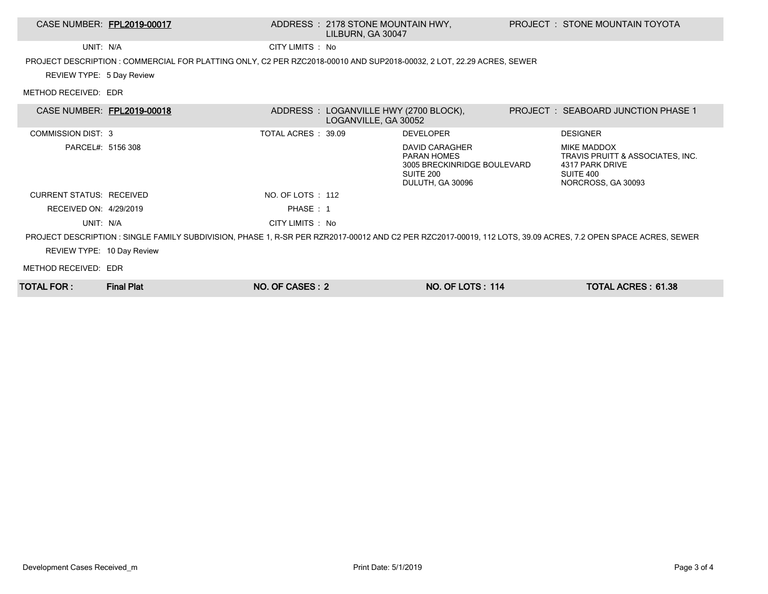**CASE NUMBER: FPL2019-00017** | ADDRESS : 2178 STONE MOUNTAIN HWY, LILBURN, GA 30047 | PROJECT : STONE MOUNTAIN TOYOTA

UNIT: N/A | CITY LIMITS : No

PROJECT DESCRIPTION : COMMERCIAL FOR PLATTING ONLY, C2 PER RZC2018-00010 AND SUP2018-00032, 2 LOT, 22.29 ACRES, SEWER

REVIEW TYPE: 5 Day Review

METHOD RECEIVED: EDR

**CASE NUMBER: FPL2019-00018** | ADDRESS : LOGANVILLE HWY (2700 BLOCK), LOGANVILLE, GA 30052 | PROJECT : SEABOARD JUNCTION PHASE 1

| | | | |
|---|---|---|---|
| COMMISSION DIST: 3 | TOTAL ACRES : 39.09 | DEVELOPER | DESIGNER |
| PARCEL#: 5156 308 | | DAVID CARAGHER<br>PARAN HOMES<br>3005 BRECKINRIDGE BOULEVARD<br>SUITE 200<br>DULUTH, GA 30096 | MIKE MADDOX<br>TRAVIS PRUITT & ASSOCIATES, INC.<br>4317 PARK DRIVE<br>SUITE 400<br>NORCROSS, GA 30093 |
| CURRENT STATUS: RECEIVED | NO. OF LOTS : 112 | | |
| RECEIVED ON: 4/29/2019 | PHASE : 1 | | |
| UNIT: N/A | CITY LIMITS : No | | |

PROJECT DESCRIPTION : SINGLE FAMILY SUBDIVISION, PHASE 1, R-SR PER RZR2017-00012 AND C2 PER RZC2017-00019, 112 LOTS, 39.09 ACRES, 7.2 OPEN SPACE ACRES, SEWER

REVIEW TYPE: 10 Day Review

METHOD RECEIVED: EDR

| **TOTAL FOR :** | **Final Plat** | **NO. OF CASES : 2** | **NO. OF LOTS : 114** | **TOTAL ACRES : 61.38** |
|---|---|---|---|---|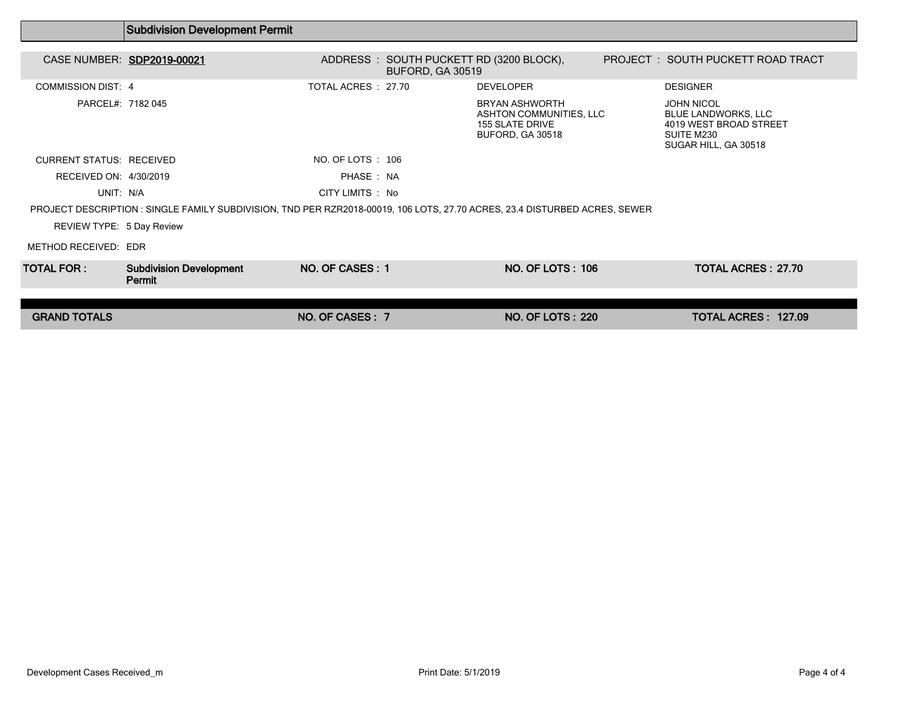## Subdivision Development Permit

| | | | |
|---|---|---|---|
| CASE NUMBER: **SDP2019-00021** | ADDRESS : SOUTH PUCKETT RD (3200 BLOCK), BUFORD, GA 30519 | | PROJECT : SOUTH PUCKETT ROAD TRACT |
| COMMISSION DIST: 4 | TOTAL ACRES : 27.70 | DEVELOPER | DESIGNER |
| PARCEL#: 7182 045 | | BRYAN ASHWORTH<br>ASHTON COMMUNITIES, LLC<br>155 SLATE DRIVE<br>BUFORD, GA 30518 | JOHN NICOL<br>BLUE LANDWORKS, LLC<br>4019 WEST BROAD STREET<br>SUITE M230<br>SUGAR HILL, GA 30518 |
| CURRENT STATUS: RECEIVED | NO. OF LOTS : 106 | | |
| RECEIVED ON: 4/30/2019 | PHASE : NA | | |
| UNIT: N/A | CITY LIMITS : No | | |

PROJECT DESCRIPTION : SINGLE FAMILY SUBDIVISION, TND PER RZR2018-00019, 106 LOTS, 27.70 ACRES, 23.4 DISTURBED ACRES, SEWER

REVIEW TYPE: 5 Day Review

METHOD RECEIVED: EDR

| TOTAL FOR : | Subdivision Development Permit | NO. OF CASES : 1 | NO. OF LOTS : 106 | TOTAL ACRES : 27.70 |
|---|---|---|---|---|
| **GRAND TOTALS** | | **NO. OF CASES : 7** | **NO. OF LOTS : 220** | **TOTAL ACRES : 127.09** |

Development Cases Received_m

Print Date: 5/1/2019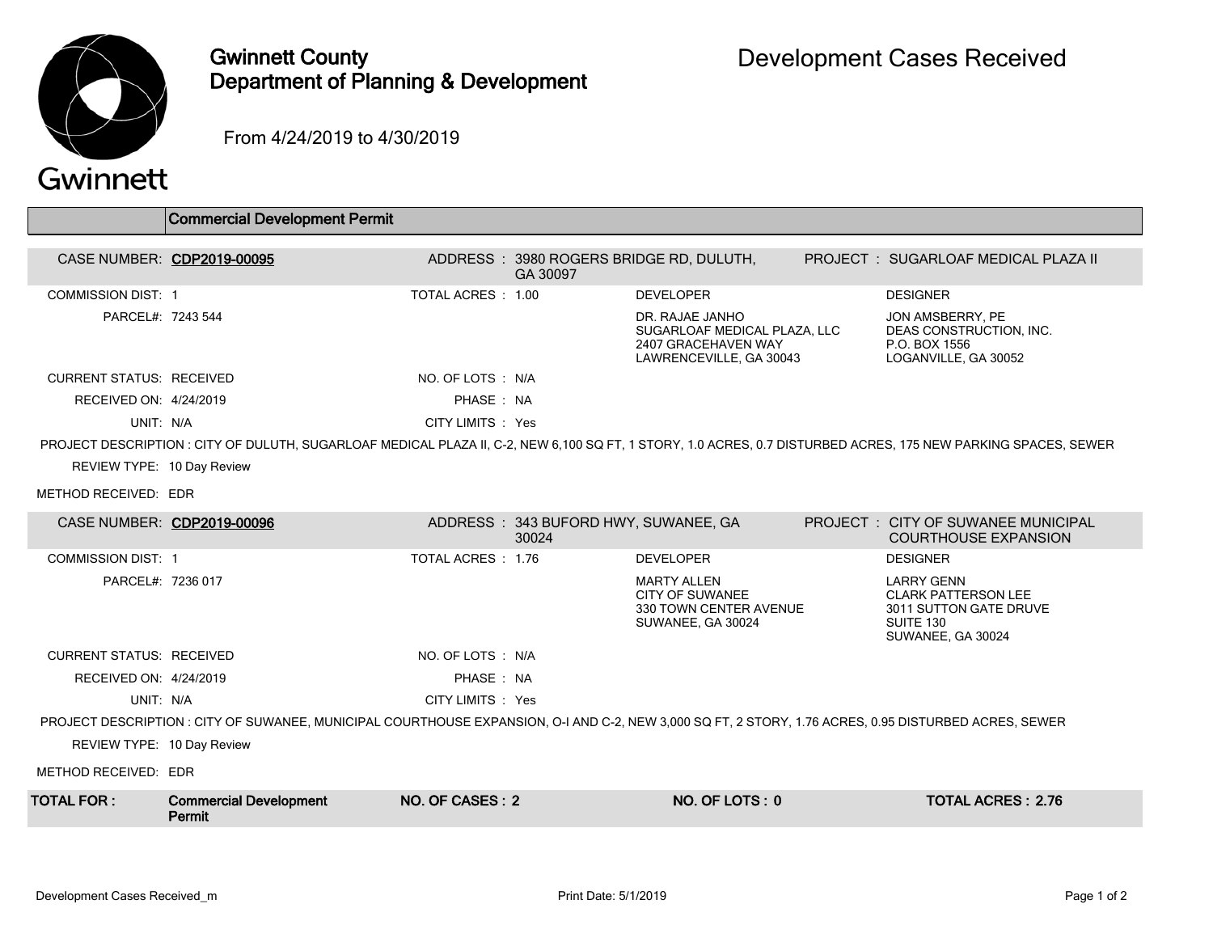# Gwinnett County Department of Planning & Development

## Development Cases Received

From 4/24/2019 to 4/30/2019

### Commercial Development Permit

**CASE NUMBER: CDP2019-00095**

ADDRESS : 3980 ROGERS BRIDGE RD, DULUTH, GA 30097

PROJECT : SUGARLOAF MEDICAL PLAZA II

| | | | |
|---|---|---|---|
| COMMISSION DIST: 1 | TOTAL ACRES : 1.00 | DEVELOPER | DESIGNER |
| PARCEL#: 7243 544 | | DR. RAJAE JANHO<br>SUGARLOAF MEDICAL PLAZA, LLC<br>2407 GRACEHAVEN WAY<br>LAWRENCEVILLE, GA 30043 | JON AMSBERRY, PE<br>DEAS CONSTRUCTION, INC.<br>P.O. BOX 1556<br>LOGANVILLE, GA 30052 |
| CURRENT STATUS: RECEIVED | NO. OF LOTS : N/A | | |
| RECEIVED ON: 4/24/2019 | PHASE : NA | | |
| UNIT: N/A | CITY LIMITS : Yes | | |

PROJECT DESCRIPTION : CITY OF DULUTH, SUGARLOAF MEDICAL PLAZA II, C-2, NEW 6,100 SQ FT, 1 STORY, 1.0 ACRES, 0.7 DISTURBED ACRES, 175 NEW PARKING SPACES, SEWER

REVIEW TYPE: 10 Day Review

METHOD RECEIVED: EDR

**CASE NUMBER: CDP2019-00096**

ADDRESS : 343 BUFORD HWY, SUWANEE, GA 30024

PROJECT : CITY OF SUWANEE MUNICIPAL COURTHOUSE EXPANSION

| | | | |
|---|---|---|---|
| COMMISSION DIST: 1 | TOTAL ACRES : 1.76 | DEVELOPER | DESIGNER |
| PARCEL#: 7236 017 | | MARTY ALLEN<br>CITY OF SUWANEE<br>330 TOWN CENTER AVENUE<br>SUWANEE, GA 30024 | LARRY GENN<br>CLARK PATTERSON LEE<br>3011 SUTTON GATE DRUVE<br>SUITE 130<br>SUWANEE, GA 30024 |
| CURRENT STATUS: RECEIVED | NO. OF LOTS : N/A | | |
| RECEIVED ON: 4/24/2019 | PHASE : NA | | |
| UNIT: N/A | CITY LIMITS : Yes | | |

PROJECT DESCRIPTION : CITY OF SUWANEE, MUNICIPAL COURTHOUSE EXPANSION, O-I AND C-2, NEW 3,000 SQ FT, 2 STORY, 1.76 ACRES, 0.95 DISTURBED ACRES, SEWER

REVIEW TYPE: 10 Day Review

METHOD RECEIVED: EDR

| TOTAL FOR : | Commercial Development Permit | NO. OF CASES : 2 | NO. OF LOTS : 0 | TOTAL ACRES : 2.76 |
|---|---|---|---|---|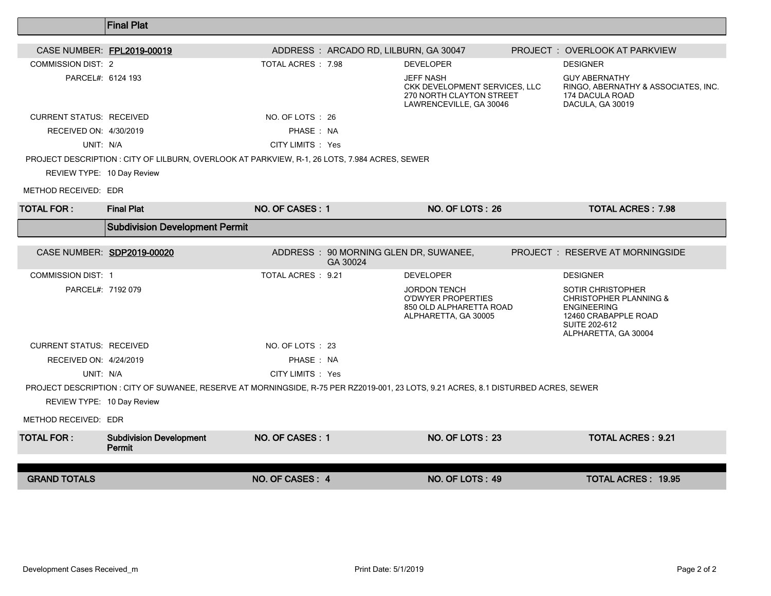## Final Plat

| | | | |
|---|---|---|---|
| CASE NUMBER: **FPL2019-00019** | ADDRESS : ARCADO RD, LILBURN, GA 30047 | | PROJECT : OVERLOOK AT PARKVIEW |
| COMMISSION DIST: 2 | TOTAL ACRES : 7.98 | DEVELOPER | DESIGNER |
| PARCEL#: 6124 193 | | JEFF NASH<br>CKK DEVELOPMENT SERVICES, LLC<br>270 NORTH CLAYTON STREET<br>LAWRENCEVILLE, GA 30046 | GUY ABERNATHY<br>RINGO, ABERNATHY & ASSOCIATES, INC.<br>174 DACULA ROAD<br>DACULA, GA 30019 |
| CURRENT STATUS: RECEIVED | NO. OF LOTS : 26 | | |
| RECEIVED ON: 4/30/2019 | PHASE : NA | | |
| UNIT: N/A | CITY LIMITS : Yes | | |

PROJECT DESCRIPTION : CITY OF LILBURN, OVERLOOK AT PARKVIEW, R-1, 26 LOTS, 7.984 ACRES, SEWER

REVIEW TYPE: 10 Day Review

METHOD RECEIVED: EDR

| | | | | |
|---|---|---|---|---|
| **TOTAL FOR :** | **Final Plat** | **NO. OF CASES : 1** | **NO. OF LOTS : 26** | **TOTAL ACRES : 7.98** |

## Subdivision Development Permit

| | | | |
|---|---|---|---|
| CASE NUMBER: **SDP2019-00020** | ADDRESS : 90 MORNING GLEN DR, SUWANEE, GA 30024 | | PROJECT : RESERVE AT MORNINGSIDE |
| COMMISSION DIST: 1 | TOTAL ACRES : 9.21 | DEVELOPER | DESIGNER |
| PARCEL#: 7192 079 | | JORDON TENCH<br>O'DWYER PROPERTIES<br>850 OLD ALPHARETTA ROAD<br>ALPHARETTA, GA 30005 | SOTIR CHRISTOPHER<br>CHRISTOPHER PLANNING & ENGINEERING<br>12460 CRABAPPLE ROAD<br>SUITE 202-612<br>ALPHARETTA, GA 30004 |
| CURRENT STATUS: RECEIVED | NO. OF LOTS : 23 | | |
| RECEIVED ON: 4/24/2019 | PHASE : NA | | |
| UNIT: N/A | CITY LIMITS : Yes | | |

PROJECT DESCRIPTION : CITY OF SUWANEE, RESERVE AT MORNINGSIDE, R-75 PER RZ2019-001, 23 LOTS, 9.21 ACRES, 8.1 DISTURBED ACRES, SEWER

REVIEW TYPE: 10 Day Review

METHOD RECEIVED: EDR

| | | | | |
|---|---|---|---|---|
| **TOTAL FOR :** | **Subdivision Development Permit** | **NO. OF CASES : 1** | **NO. OF LOTS : 23** | **TOTAL ACRES : 9.21** |

| | | | |
|---|---|---|---|
| **GRAND TOTALS** | **NO. OF CASES : 4** | **NO. OF LOTS : 49** | **TOTAL ACRES : 19.95** |